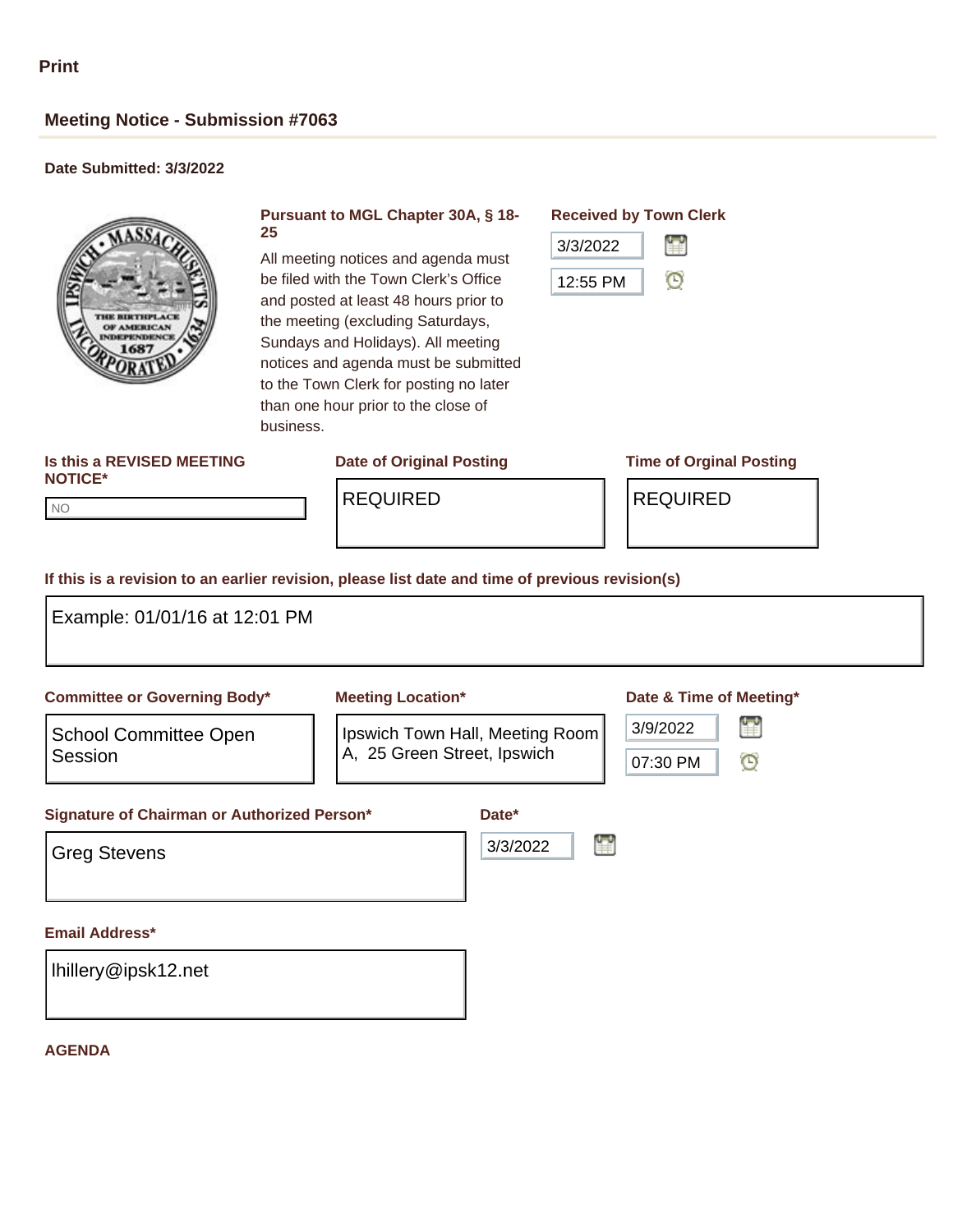Print

## Meeting Notice - Submission #7063

**Date Submitted: 3/3/2022**

**Pursuant to MGL Chapter 30A, § 18-25**

All meeting notices and agenda must be filed with the Town Clerk's Office and posted at least 48 hours prior to the meeting (excluding Saturdays, Sundays and Holidays). All meeting notices and agenda must be submitted to the Town Clerk for posting no later than one hour prior to the close of business.

**Received by Town Clerk**

3/3/2022

12:55 PM

**Is this a REVISED MEETING NOTICE\***

NO

**Date of Original Posting**

REQUIRED

**Time of Orginal Posting**

REQUIRED

**If this is a revision to an earlier revision, please list date and time of previous revision(s)**

Example: 01/01/16 at 12:01 PM

**Committee or Governing Body\***

School Committee Open Session

**Meeting Location\***

Ipswich Town Hall, Meeting Room A, 25 Green Street, Ipswich

**Date & Time of Meeting\***

3/9/2022

07:30 PM

**Signature of Chairman or Authorized Person\***

Greg Stevens

**Date\***

3/3/2022

**Email Address\***

lhillery@ipsk12.net

**AGENDA**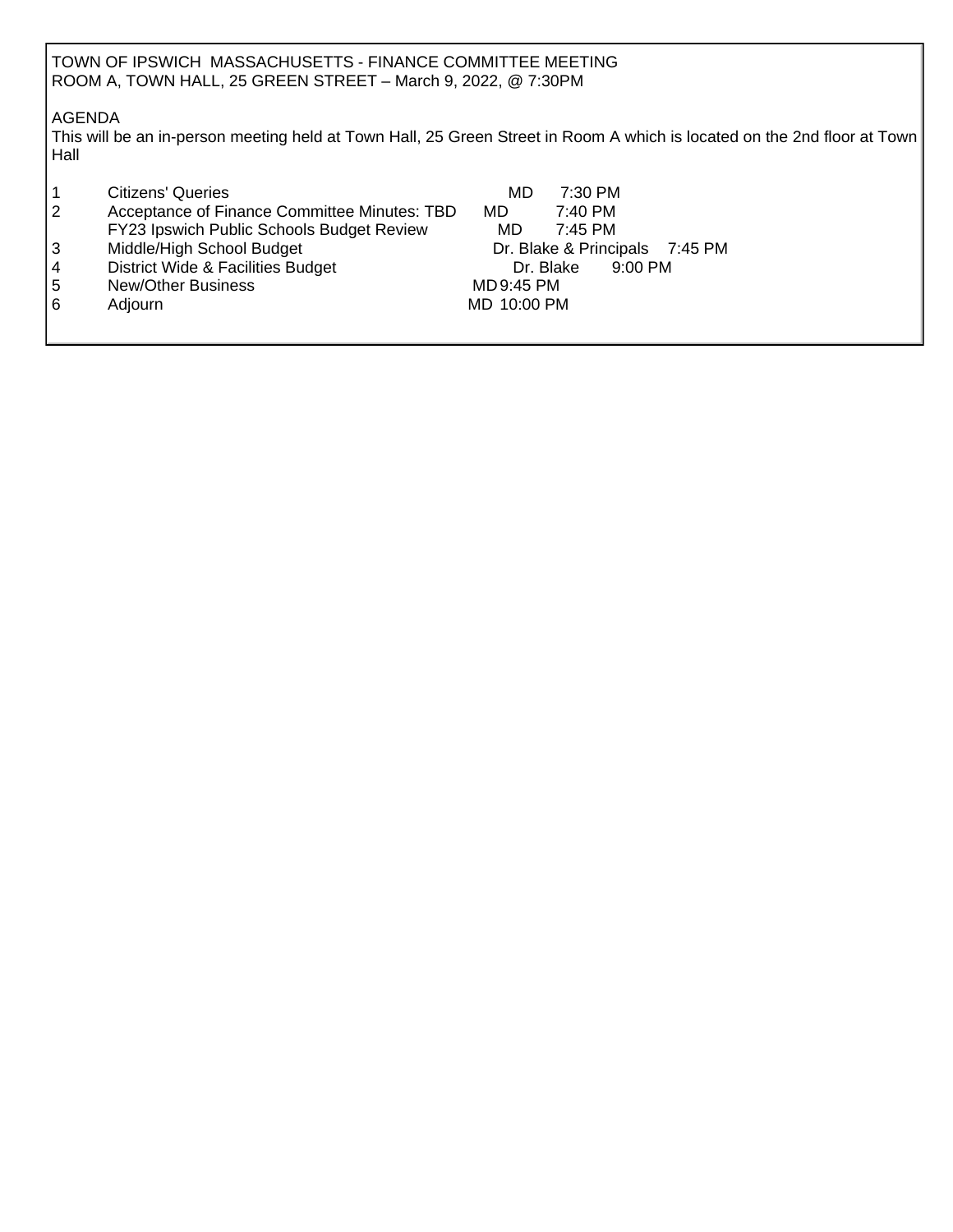TOWN OF IPSWICH MASSACHUSETTS - FINANCE COMMITTEE MEETING
ROOM A, TOWN HALL, 25 GREEN STREET – March 9, 2022, @ 7:30PM

AGENDA

This will be an in-person meeting held at Town Hall, 25 Green Street in Room A which is located on the 2nd floor at Town Hall

| | | | |
|---|---|---|---|
| 1 | Citizens' Queries | MD | 7:30 PM |
| 2 | Acceptance of Finance Committee Minutes: TBD | MD | 7:40 PM |
| | FY23 Ipswich Public Schools Budget Review | MD | 7:45 PM |
| 3 | Middle/High School Budget | Dr. Blake & Principals | 7:45 PM |
| 4 | District Wide & Facilities Budget | Dr. Blake | 9:00 PM |
| 5 | New/Other Business | MD | 9:45 PM |
| 6 | Adjourn | MD | 10:00 PM |